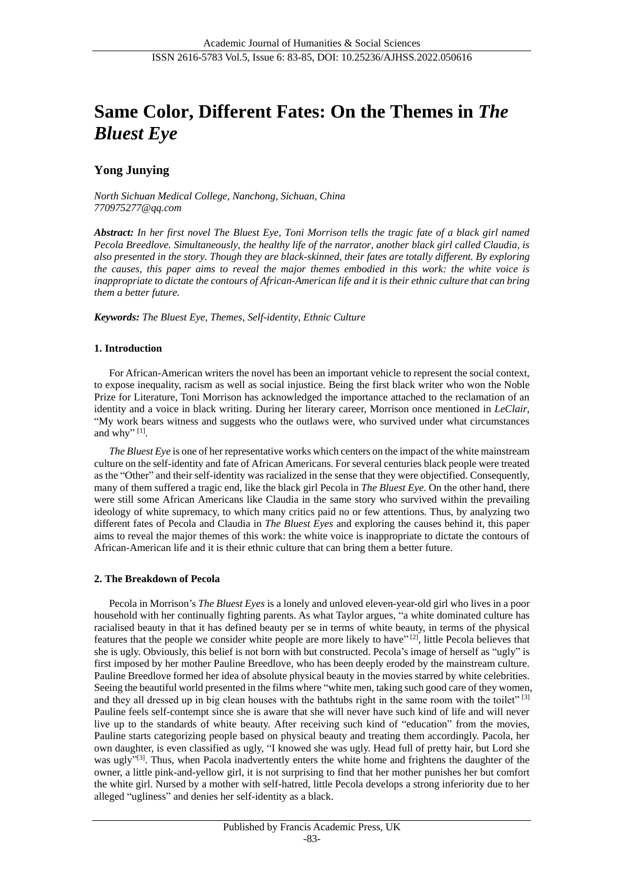# Same Color, Different Fates: On the Themes in *The Bluest Eye*

**Yong Junying**

*North Sichuan Medical College, Nanchong, Sichuan, China*
*770975277@qq.com*

***Abstract:*** *In her first novel The Bluest Eye, Toni Morrison tells the tragic fate of a black girl named Pecola Breedlove. Simultaneously, the healthy life of the narrator, another black girl called Claudia, is also presented in the story. Though they are black-skinned, their fates are totally different. By exploring the causes, this paper aims to reveal the major themes embodied in this work: the white voice is inappropriate to dictate the contours of African-American life and it is their ethnic culture that can bring them a better future.*

***Keywords:*** *The Bluest Eye, Themes, Self-identity, Ethnic Culture*

## 1. Introduction

For African-American writers the novel has been an important vehicle to represent the social context, to expose inequality, racism as well as social injustice. Being the first black writer who won the Noble Prize for Literature, Toni Morrison has acknowledged the importance attached to the reclamation of an identity and a voice in black writing. During her literary career, Morrison once mentioned in *LeClair*, "My work bears witness and suggests who the outlaws were, who survived under what circumstances and why" [1].

*The Bluest Eye* is one of her representative works which centers on the impact of the white mainstream culture on the self-identity and fate of African Americans. For several centuries black people were treated as the "Other" and their self-identity was racialized in the sense that they were objectified. Consequently, many of them suffered a tragic end, like the black girl Pecola in *The Bluest Eye*. On the other hand, there were still some African Americans like Claudia in the same story who survived within the prevailing ideology of white supremacy, to which many critics paid no or few attentions. Thus, by analyzing two different fates of Pecola and Claudia in *The Bluest Eyes* and exploring the causes behind it, this paper aims to reveal the major themes of this work: the white voice is inappropriate to dictate the contours of African-American life and it is their ethnic culture that can bring them a better future.

## 2. The Breakdown of Pecola

Pecola in Morrison's *The Bluest Eyes* is a lonely and unloved eleven-year-old girl who lives in a poor household with her continually fighting parents. As what Taylor argues, "a white dominated culture has racialised beauty in that it has defined beauty per se in terms of white beauty, in terms of the physical features that the people we consider white people are more likely to have" [2], little Pecola believes that she is ugly. Obviously, this belief is not born with but constructed. Pecola's image of herself as "ugly" is first imposed by her mother Pauline Breedlove, who has been deeply eroded by the mainstream culture. Pauline Breedlove formed her idea of absolute physical beauty in the movies starred by white celebrities. Seeing the beautiful world presented in the films where "white men, taking such good care of they women, and they all dressed up in big clean houses with the bathtubs right in the same room with the toilet" [3] Pauline feels self-contempt since she is aware that she will never have such kind of life and will never live up to the standards of white beauty. After receiving such kind of "education" from the movies, Pauline starts categorizing people based on physical beauty and treating them accordingly. Pacola, her own daughter, is even classified as ugly, "I knowed she was ugly. Head full of pretty hair, but Lord she was ugly"[3]. Thus, when Pacola inadvertently enters the white home and frightens the daughter of the owner, a little pink-and-yellow girl, it is not surprising to find that her mother punishes her but comfort the white girl. Nursed by a mother with self-hatred, little Pecola develops a strong inferiority due to her alleged "ugliness" and denies her self-identity as a black.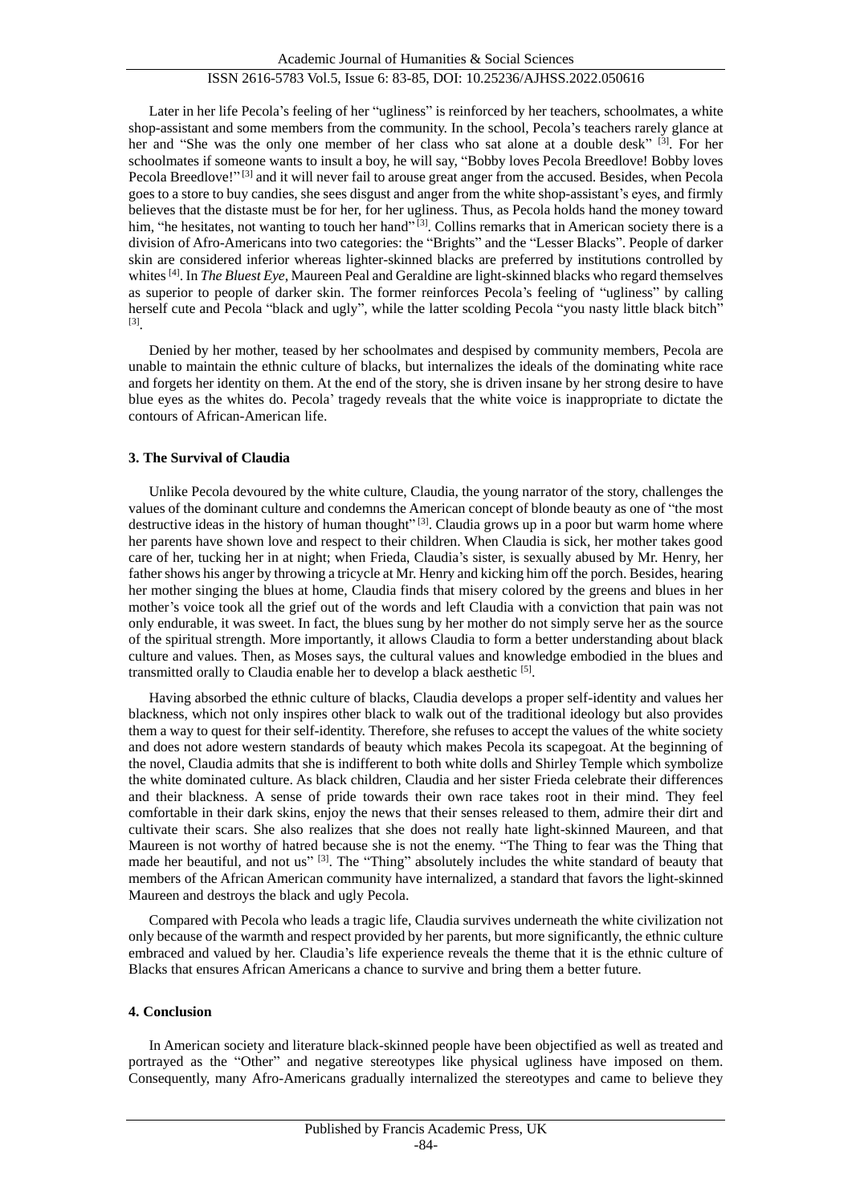Later in her life Pecola's feeling of her "ugliness" is reinforced by her teachers, schoolmates, a white shop-assistant and some members from the community. In the school, Pecola's teachers rarely glance at her and "She was the only one member of her class who sat alone at a double desk" [3]. For her schoolmates if someone wants to insult a boy, he will say, "Bobby loves Pecola Breedlove! Bobby loves Pecola Breedlove!" [3] and it will never fail to arouse great anger from the accused. Besides, when Pecola goes to a store to buy candies, she sees disgust and anger from the white shop-assistant's eyes, and firmly believes that the distaste must be for her, for her ugliness. Thus, as Pecola holds hand the money toward him, "he hesitates, not wanting to touch her hand" [3]. Collins remarks that in American society there is a division of Afro-Americans into two categories: the "Brights" and the "Lesser Blacks". People of darker skin are considered inferior whereas lighter-skinned blacks are preferred by institutions controlled by whites [4]. In *The Bluest Eye*, Maureen Peal and Geraldine are light-skinned blacks who regard themselves as superior to people of darker skin. The former reinforces Pecola's feeling of "ugliness" by calling herself cute and Pecola "black and ugly", while the latter scolding Pecola "you nasty little black bitch" [3].

Denied by her mother, teased by her schoolmates and despised by community members, Pecola are unable to maintain the ethnic culture of blacks, but internalizes the ideals of the dominating white race and forgets her identity on them. At the end of the story, she is driven insane by her strong desire to have blue eyes as the whites do. Pecola' tragedy reveals that the white voice is inappropriate to dictate the contours of African-American life.

## 3. The Survival of Claudia

Unlike Pecola devoured by the white culture, Claudia, the young narrator of the story, challenges the values of the dominant culture and condemns the American concept of blonde beauty as one of "the most destructive ideas in the history of human thought" [3]. Claudia grows up in a poor but warm home where her parents have shown love and respect to their children. When Claudia is sick, her mother takes good care of her, tucking her in at night; when Frieda, Claudia's sister, is sexually abused by Mr. Henry, her father shows his anger by throwing a tricycle at Mr. Henry and kicking him off the porch. Besides, hearing her mother singing the blues at home, Claudia finds that misery colored by the greens and blues in her mother's voice took all the grief out of the words and left Claudia with a conviction that pain was not only endurable, it was sweet. In fact, the blues sung by her mother do not simply serve her as the source of the spiritual strength. More importantly, it allows Claudia to form a better understanding about black culture and values. Then, as Moses says, the cultural values and knowledge embodied in the blues and transmitted orally to Claudia enable her to develop a black aesthetic [5].

Having absorbed the ethnic culture of blacks, Claudia develops a proper self-identity and values her blackness, which not only inspires other black to walk out of the traditional ideology but also provides them a way to quest for their self-identity. Therefore, she refuses to accept the values of the white society and does not adore western standards of beauty which makes Pecola its scapegoat. At the beginning of the novel, Claudia admits that she is indifferent to both white dolls and Shirley Temple which symbolize the white dominated culture. As black children, Claudia and her sister Frieda celebrate their differences and their blackness. A sense of pride towards their own race takes root in their mind. They feel comfortable in their dark skins, enjoy the news that their senses released to them, admire their dirt and cultivate their scars. She also realizes that she does not really hate light-skinned Maureen, and that Maureen is not worthy of hatred because she is not the enemy. "The Thing to fear was the Thing that made her beautiful, and not us" [3]. The "Thing" absolutely includes the white standard of beauty that members of the African American community have internalized, a standard that favors the light-skinned Maureen and destroys the black and ugly Pecola.

Compared with Pecola who leads a tragic life, Claudia survives underneath the white civilization not only because of the warmth and respect provided by her parents, but more significantly, the ethnic culture embraced and valued by her. Claudia's life experience reveals the theme that it is the ethnic culture of Blacks that ensures African Americans a chance to survive and bring them a better future.

## 4. Conclusion

In American society and literature black-skinned people have been objectified as well as treated and portrayed as the "Other" and negative stereotypes like physical ugliness have imposed on them. Consequently, many Afro-Americans gradually internalized the stereotypes and came to believe they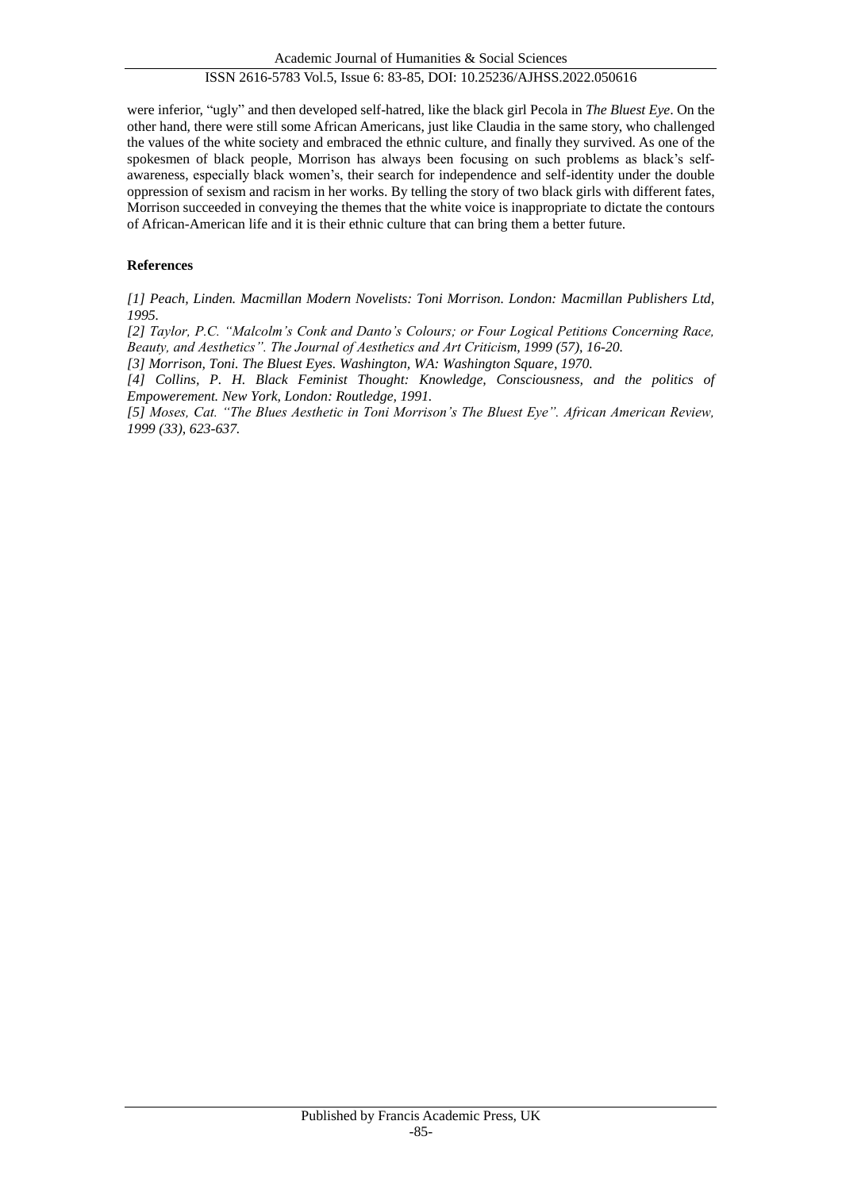were inferior, "ugly" and then developed self-hatred, like the black girl Pecola in *The Bluest Eye*. On the other hand, there were still some African Americans, just like Claudia in the same story, who challenged the values of the white society and embraced the ethnic culture, and finally they survived. As one of the spokesmen of black people, Morrison has always been focusing on such problems as black's self-awareness, especially black women's, their search for independence and self-identity under the double oppression of sexism and racism in her works. By telling the story of two black girls with different fates, Morrison succeeded in conveying the themes that the white voice is inappropriate to dictate the contours of African-American life and it is their ethnic culture that can bring them a better future.

**References**

*[1] Peach, Linden. Macmillan Modern Novelists: Toni Morrison. London: Macmillan Publishers Ltd, 1995.*

*[2] Taylor, P.C. "Malcolm's Conk and Danto's Colours; or Four Logical Petitions Concerning Race, Beauty, and Aesthetics". The Journal of Aesthetics and Art Criticism, 1999 (57), 16-20.*

*[3] Morrison, Toni. The Bluest Eyes. Washington, WA: Washington Square, 1970.*

*[4] Collins, P. H. Black Feminist Thought: Knowledge, Consciousness, and the politics of Empowerement. New York, London: Routledge, 1991.*

*[5] Moses, Cat. "The Blues Aesthetic in Toni Morrison's The Bluest Eye". African American Review, 1999 (33), 623-637.*